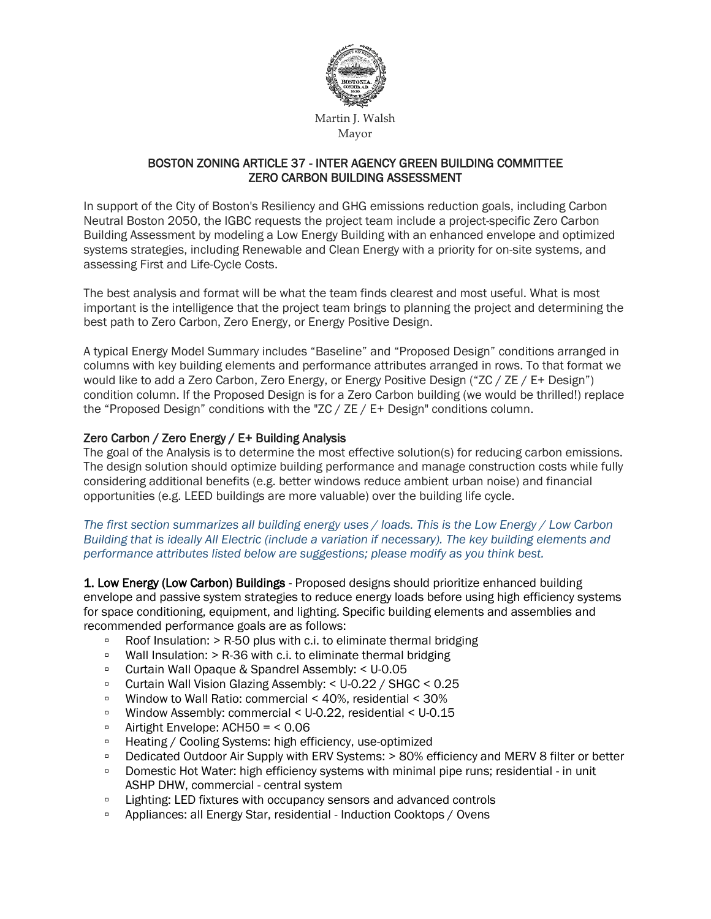Martin J. Walsh
Mayor

# BOSTON ZONING ARTICLE 37 - INTER AGENCY GREEN BUILDING COMMITTEE
# ZERO CARBON BUILDING ASSESSMENT

In support of the City of Boston's Resiliency and GHG emissions reduction goals, including Carbon Neutral Boston 2050, the IGBC requests the project team include a project-specific Zero Carbon Building Assessment by modeling a Low Energy Building with an enhanced envelope and optimized systems strategies, including Renewable and Clean Energy with a priority for on-site systems, and assessing First and Life-Cycle Costs.

The best analysis and format will be what the team finds clearest and most useful. What is most important is the intelligence that the project team brings to planning the project and determining the best path to Zero Carbon, Zero Energy, or Energy Positive Design.

A typical Energy Model Summary includes "Baseline" and "Proposed Design" conditions arranged in columns with key building elements and performance attributes arranged in rows. To that format we would like to add a Zero Carbon, Zero Energy, or Energy Positive Design ("ZC / ZE / E+ Design") condition column. If the Proposed Design is for a Zero Carbon building (we would be thrilled!) replace the "Proposed Design" conditions with the "ZC / ZE / E+ Design" conditions column.

## Zero Carbon / Zero Energy / E+ Building Analysis

The goal of the Analysis is to determine the most effective solution(s) for reducing carbon emissions. The design solution should optimize building performance and manage construction costs while fully considering additional benefits (e.g. better windows reduce ambient urban noise) and financial opportunities (e.g. LEED buildings are more valuable) over the building life cycle.

*The first section summarizes all building energy uses / loads. This is the Low Energy / Low Carbon Building that is ideally All Electric (include a variation if necessary). The key building elements and performance attributes listed below are suggestions; please modify as you think best.*

**1. Low Energy (Low Carbon) Buildings** - Proposed designs should prioritize enhanced building envelope and passive system strategies to reduce energy loads before using high efficiency systems for space conditioning, equipment, and lighting. Specific building elements and assemblies and recommended performance goals are as follows:

- Roof Insulation: > R-50 plus with c.i. to eliminate thermal bridging
- Wall Insulation: > R-36 with c.i. to eliminate thermal bridging
- Curtain Wall Opaque & Spandrel Assembly: < U-0.05
- Curtain Wall Vision Glazing Assembly: < U-0.22 / SHGC < 0.25
- Window to Wall Ratio: commercial < 40%, residential < 30%
- Window Assembly: commercial < U-0.22, residential < U-0.15
- Airtight Envelope: ACH50 = < 0.06
- Heating / Cooling Systems: high efficiency, use-optimized
- Dedicated Outdoor Air Supply with ERV Systems: > 80% efficiency and MERV 8 filter or better
- Domestic Hot Water: high efficiency systems with minimal pipe runs; residential - in unit ASHP DHW, commercial - central system
- Lighting: LED fixtures with occupancy sensors and advanced controls
- Appliances: all Energy Star, residential - Induction Cooktops / Ovens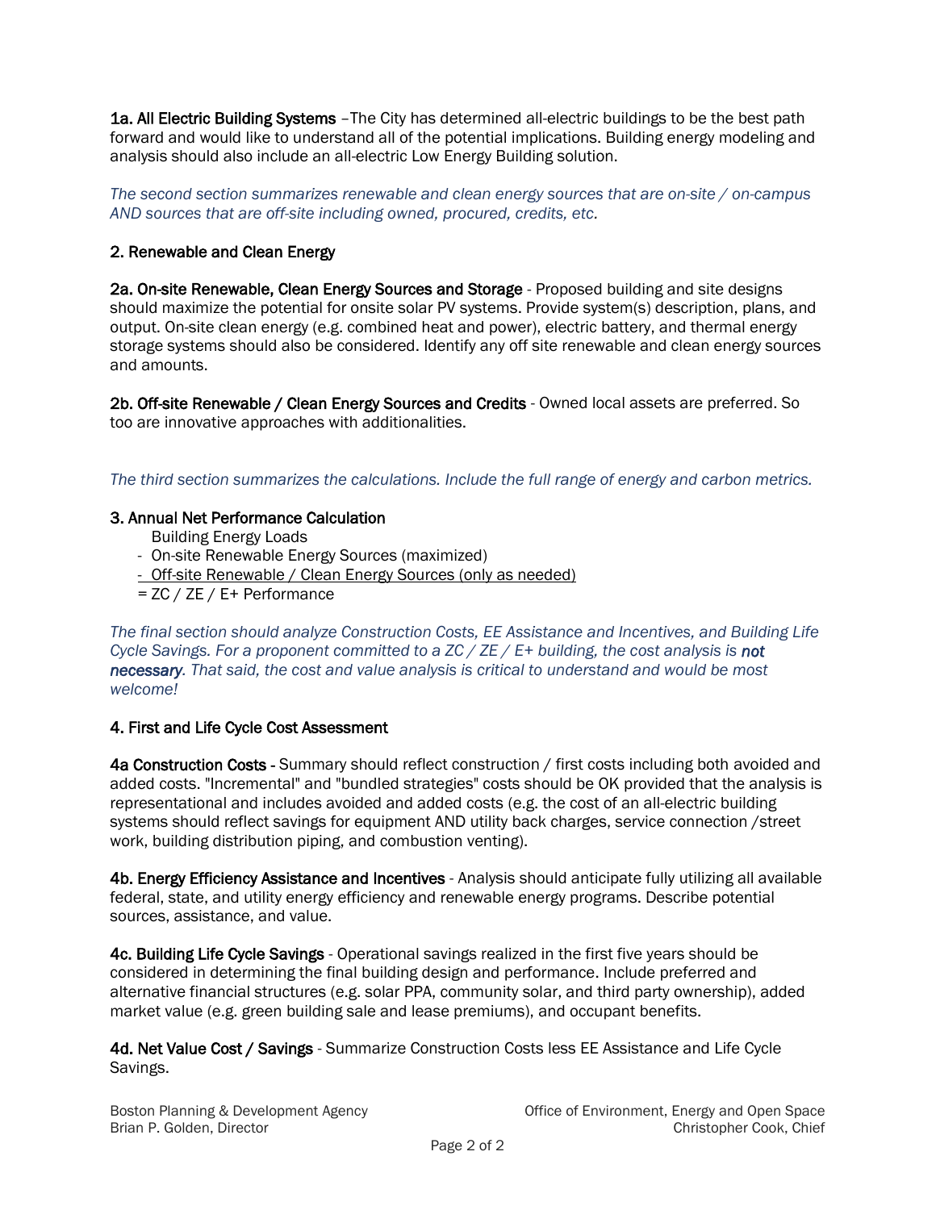**1a. All Electric Building Systems** –The City has determined all-electric buildings to be the best path forward and would like to understand all of the potential implications. Building energy modeling and analysis should also include an all-electric Low Energy Building solution.

*The second section summarizes renewable and clean energy sources that are on-site / on-campus AND sources that are off-site including owned, procured, credits, etc.*

## 2. Renewable and Clean Energy

**2a. On-site Renewable, Clean Energy Sources and Storage** - Proposed building and site designs should maximize the potential for onsite solar PV systems. Provide system(s) description, plans, and output. On-site clean energy (e.g. combined heat and power), electric battery, and thermal energy storage systems should also be considered. Identify any off site renewable and clean energy sources and amounts.

**2b. Off-site Renewable / Clean Energy Sources and Credits** - Owned local assets are preferred. So too are innovative approaches with additionalities.

*The third section summarizes the calculations. Include the full range of energy and carbon metrics.*

## 3. Annual Net Performance Calculation

Building Energy Loads
- On-site Renewable Energy Sources (maximized)
- <u>Off-site Renewable / Clean Energy Sources (only as needed)</u>

= ZC / ZE / E+ Performance

*The final section should analyze Construction Costs, EE Assistance and Incentives, and Building Life Cycle Savings. For a proponent committed to a ZC / ZE / E+ building, the cost analysis is **not necessary**. That said, the cost and value analysis is critical to understand and would be most welcome!*

## 4. First and Life Cycle Cost Assessment

**4a Construction Costs** - Summary should reflect construction / first costs including both avoided and added costs. "Incremental" and "bundled strategies" costs should be OK provided that the analysis is representational and includes avoided and added costs (e.g. the cost of an all-electric building systems should reflect savings for equipment AND utility back charges, service connection /street work, building distribution piping, and combustion venting).

**4b. Energy Efficiency Assistance and Incentives** - Analysis should anticipate fully utilizing all available federal, state, and utility energy efficiency and renewable energy programs. Describe potential sources, assistance, and value.

**4c. Building Life Cycle Savings** - Operational savings realized in the first five years should be considered in determining the final building design and performance. Include preferred and alternative financial structures (e.g. solar PPA, community solar, and third party ownership), added market value (e.g. green building sale and lease premiums), and occupant benefits.

**4d. Net Value Cost / Savings** - Summarize Construction Costs less EE Assistance and Life Cycle Savings.

Boston Planning & Development Agency
Brian P. Golden, Director

Office of Environment, Energy and Open Space
Christopher Cook, Chief